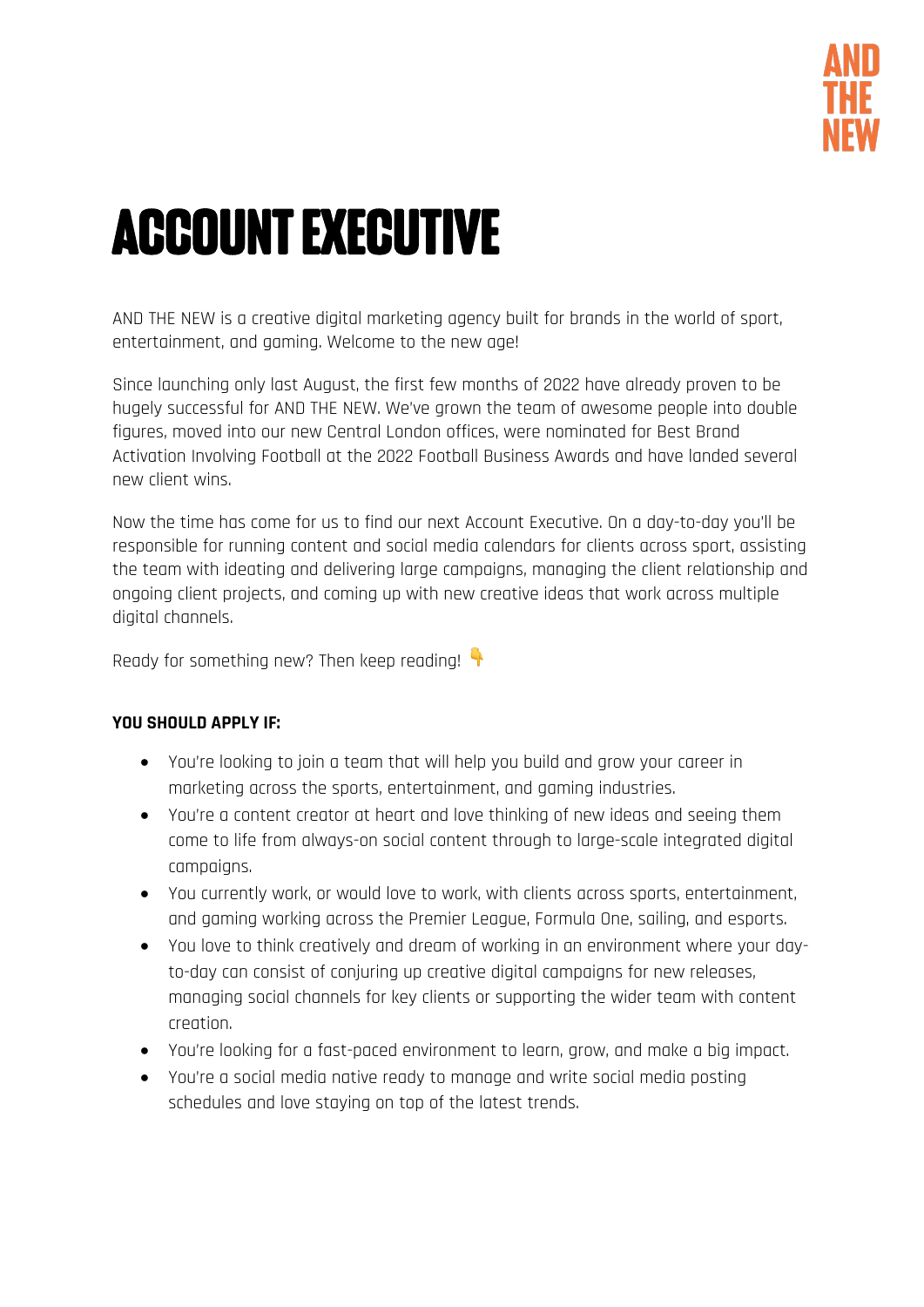AND THE NEW

# ACCOUNT EXECUTIVE

AND THE NEW is a creative digital marketing agency built for brands in the world of sport, entertainment, and gaming. Welcome to the new age!

Since launching only last August, the first few months of 2022 have already proven to be hugely successful for AND THE NEW. We've grown the team of awesome people into double figures, moved into our new Central London offices, were nominated for Best Brand Activation Involving Football at the 2022 Football Business Awards and have landed several new client wins.

Now the time has come for us to find our next Account Executive. On a day-to-day you'll be responsible for running content and social media calendars for clients across sport, assisting the team with ideating and delivering large campaigns, managing the client relationship and ongoing client projects, and coming up with new creative ideas that work across multiple digital channels.

Ready for something new? Then keep reading! 👇

**YOU SHOULD APPLY IF:**

- You're looking to join a team that will help you build and grow your career in marketing across the sports, entertainment, and gaming industries.
- You're a content creator at heart and love thinking of new ideas and seeing them come to life from always-on social content through to large-scale integrated digital campaigns.
- You currently work, or would love to work, with clients across sports, entertainment, and gaming working across the Premier League, Formula One, sailing, and esports.
- You love to think creatively and dream of working in an environment where your day-to-day can consist of conjuring up creative digital campaigns for new releases, managing social channels for key clients or supporting the wider team with content creation.
- You're looking for a fast-paced environment to learn, grow, and make a big impact.
- You're a social media native ready to manage and write social media posting schedules and love staying on top of the latest trends.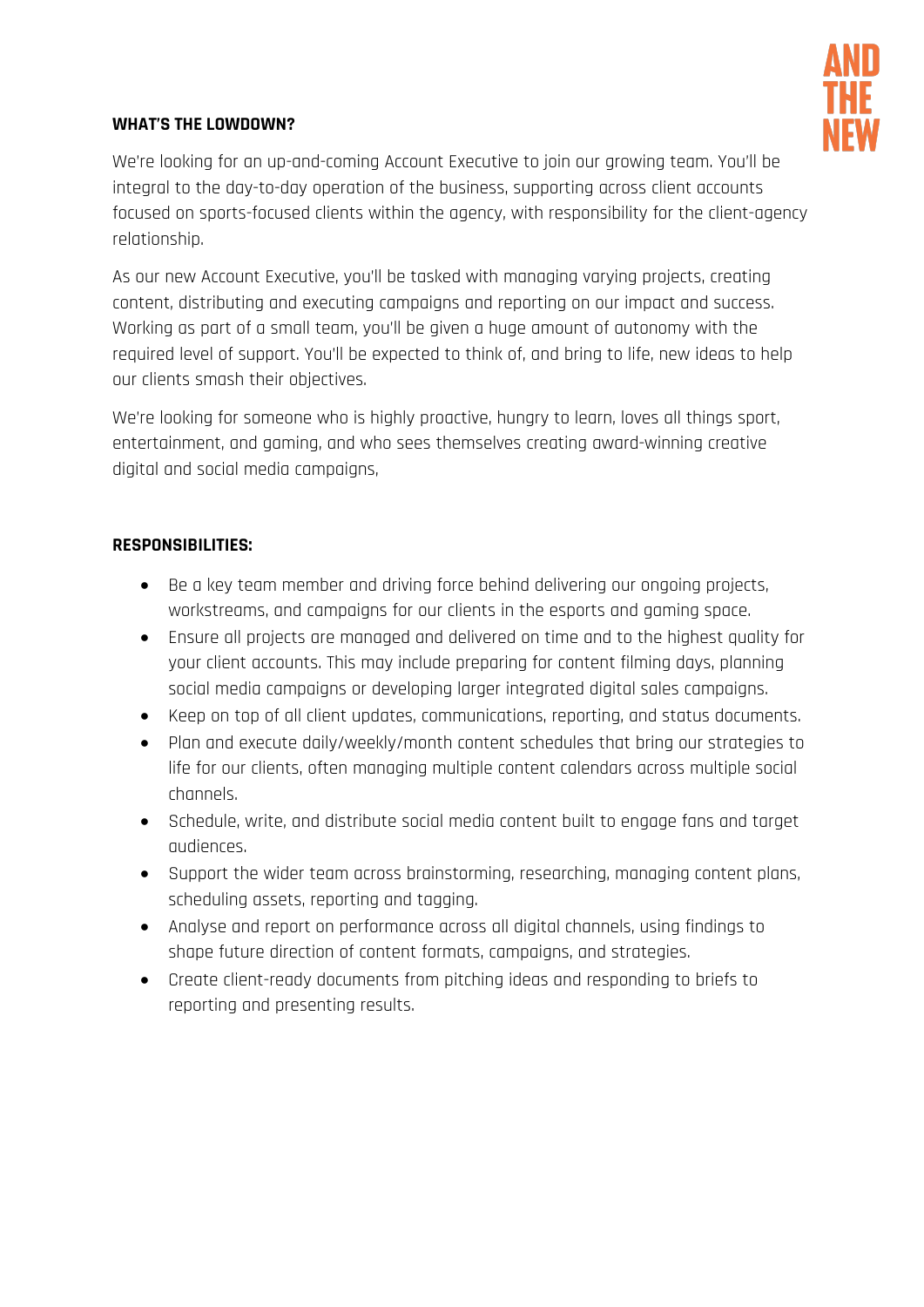**WHAT'S THE LOWDOWN?**

We're looking for an up-and-coming Account Executive to join our growing team. You'll be integral to the day-to-day operation of the business, supporting across client accounts focused on sports-focused clients within the agency, with responsibility for the client-agency relationship.

As our new Account Executive, you'll be tasked with managing varying projects, creating content, distributing and executing campaigns and reporting on our impact and success. Working as part of a small team, you'll be given a huge amount of autonomy with the required level of support. You'll be expected to think of, and bring to life, new ideas to help our clients smash their objectives.

We're looking for someone who is highly proactive, hungry to learn, loves all things sport, entertainment, and gaming, and who sees themselves creating award-winning creative digital and social media campaigns,

**RESPONSIBILITIES:**

- Be a key team member and driving force behind delivering our ongoing projects, workstreams, and campaigns for our clients in the esports and gaming space.
- Ensure all projects are managed and delivered on time and to the highest quality for your client accounts. This may include preparing for content filming days, planning social media campaigns or developing larger integrated digital sales campaigns.
- Keep on top of all client updates, communications, reporting, and status documents.
- Plan and execute daily/weekly/month content schedules that bring our strategies to life for our clients, often managing multiple content calendars across multiple social channels.
- Schedule, write, and distribute social media content built to engage fans and target audiences.
- Support the wider team across brainstorming, researching, managing content plans, scheduling assets, reporting and tagging.
- Analyse and report on performance across all digital channels, using findings to shape future direction of content formats, campaigns, and strategies.
- Create client-ready documents from pitching ideas and responding to briefs to reporting and presenting results.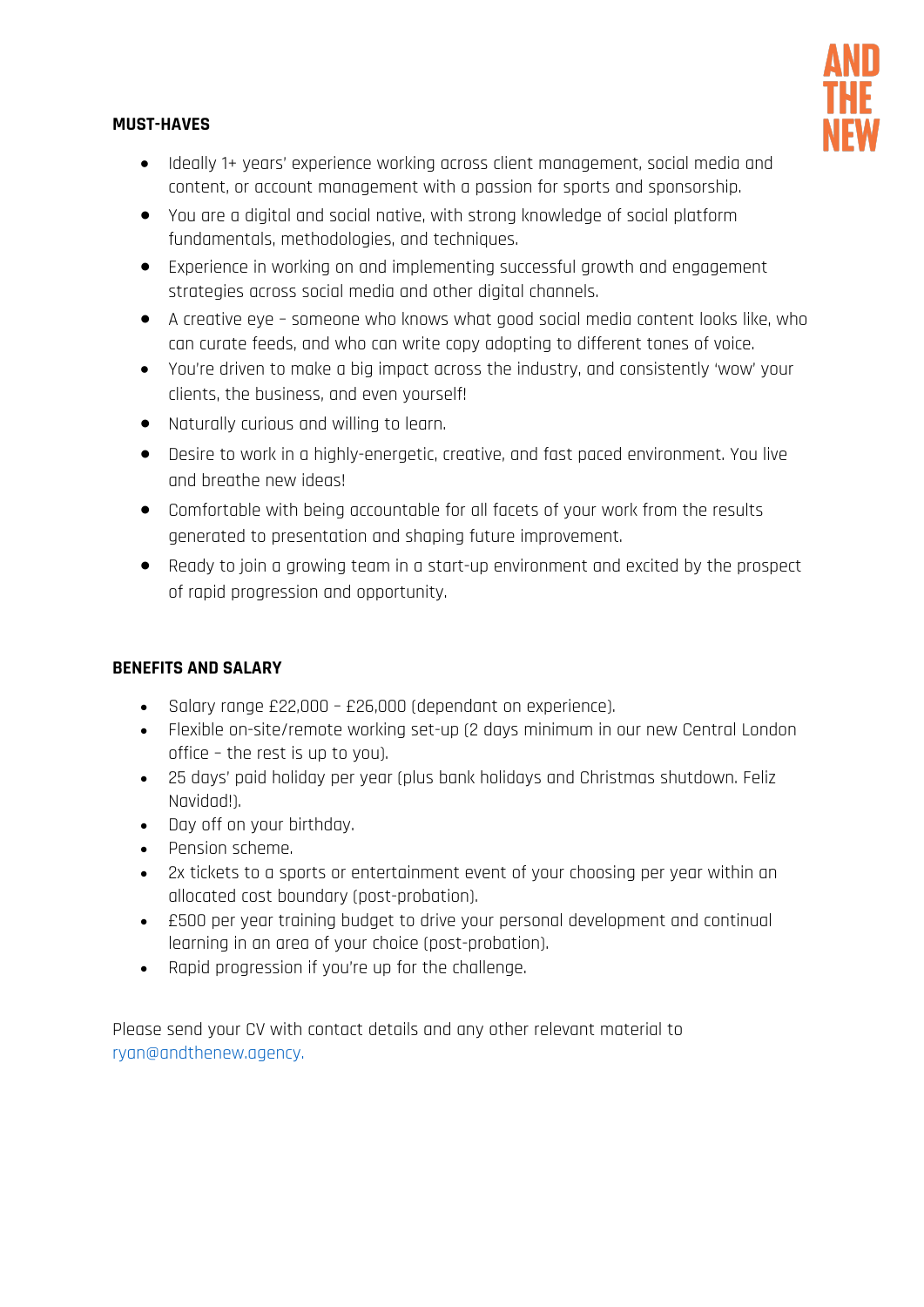**MUST-HAVES**

- Ideally 1+ years' experience working across client management, social media and content, or account management with a passion for sports and sponsorship.
- You are a digital and social native, with strong knowledge of social platform fundamentals, methodologies, and techniques.
- Experience in working on and implementing successful growth and engagement strategies across social media and other digital channels.
- A creative eye – someone who knows what good social media content looks like, who can curate feeds, and who can write copy adopting to different tones of voice.
- You're driven to make a big impact across the industry, and consistently 'wow' your clients, the business, and even yourself!
- Naturally curious and willing to learn.
- Desire to work in a highly-energetic, creative, and fast paced environment. You live and breathe new ideas!
- Comfortable with being accountable for all facets of your work from the results generated to presentation and shaping future improvement.
- Ready to join a growing team in a start-up environment and excited by the prospect of rapid progression and opportunity.

**BENEFITS AND SALARY**

- Salary range £22,000 – £26,000 (dependant on experience).
- Flexible on-site/remote working set-up (2 days minimum in our new Central London office – the rest is up to you).
- 25 days' paid holiday per year (plus bank holidays and Christmas shutdown. Feliz Navidad!).
- Day off on your birthday.
- Pension scheme.
- 2x tickets to a sports or entertainment event of your choosing per year within an allocated cost boundary (post-probation).
- £500 per year training budget to drive your personal development and continual learning in an area of your choice (post-probation).
- Rapid progression if you're up for the challenge.

Please send your CV with contact details and any other relevant material to ryan@andthenew.agency.